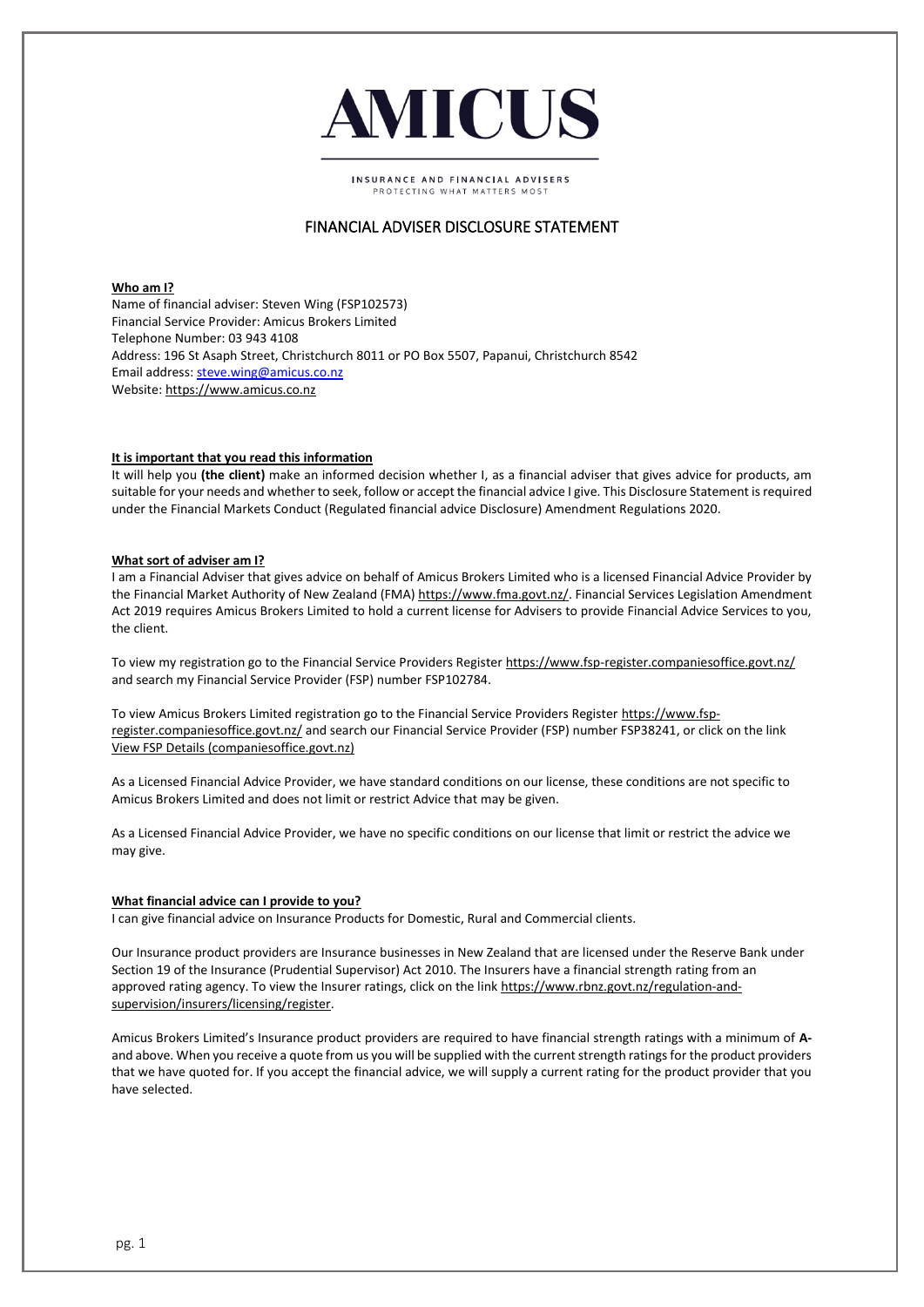# AMICUS

INSURANCE AND FINANCIAL ADVISERS
PROTECTING WHAT MATTERS MOST

## FINANCIAL ADVISER DISCLOSURE STATEMENT

**Who am I?**

Name of financial adviser: Steven Wing (FSP102573)
Financial Service Provider: Amicus Brokers Limited
Telephone Number: 03 943 4108
Address: 196 St Asaph Street, Christchurch 8011 or PO Box 5507, Papanui, Christchurch 8542
Email address: steve.wing@amicus.co.nz
Website: https://www.amicus.co.nz

**It is important that you read this information**

It will help you **(the client)** make an informed decision whether I, as a financial adviser that gives advice for products, am suitable for your needs and whether to seek, follow or accept the financial advice I give. This Disclosure Statement is required under the Financial Markets Conduct (Regulated financial advice Disclosure) Amendment Regulations 2020.

**What sort of adviser am I?**

I am a Financial Adviser that gives advice on behalf of Amicus Brokers Limited who is a licensed Financial Advice Provider by the Financial Market Authority of New Zealand (FMA) https://www.fma.govt.nz/. Financial Services Legislation Amendment Act 2019 requires Amicus Brokers Limited to hold a current license for Advisers to provide Financial Advice Services to you, the client.

To view my registration go to the Financial Service Providers Register https://www.fsp-register.companiesoffice.govt.nz/ and search my Financial Service Provider (FSP) number FSP102784.

To view Amicus Brokers Limited registration go to the Financial Service Providers Register https://www.fsp-register.companiesoffice.govt.nz/ and search our Financial Service Provider (FSP) number FSP38241, or click on the link View FSP Details (companiesoffice.govt.nz)

As a Licensed Financial Advice Provider, we have standard conditions on our license, these conditions are not specific to Amicus Brokers Limited and does not limit or restrict Advice that may be given.

As a Licensed Financial Advice Provider, we have no specific conditions on our license that limit or restrict the advice we may give.

**What financial advice can I provide to you?**

I can give financial advice on Insurance Products for Domestic, Rural and Commercial clients.

Our Insurance product providers are Insurance businesses in New Zealand that are licensed under the Reserve Bank under Section 19 of the Insurance (Prudential Supervisor) Act 2010. The Insurers have a financial strength rating from an approved rating agency. To view the Insurer ratings, click on the link https://www.rbnz.govt.nz/regulation-and-supervision/insurers/licensing/register.

Amicus Brokers Limited's Insurance product providers are required to have financial strength ratings with a minimum of **A-** and above. When you receive a quote from us you will be supplied with the current strength ratings for the product providers that we have quoted for. If you accept the financial advice, we will supply a current rating for the product provider that you have selected.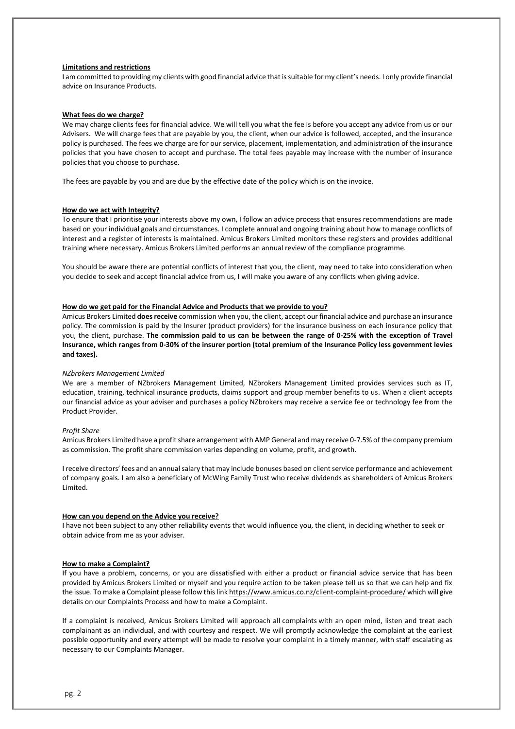**Limitations and restrictions**

I am committed to providing my clients with good financial advice that is suitable for my client's needs. I only provide financial advice on Insurance Products.

**What fees do we charge?**

We may charge clients fees for financial advice. We will tell you what the fee is before you accept any advice from us or our Advisers. We will charge fees that are payable by you, the client, when our advice is followed, accepted, and the insurance policy is purchased. The fees we charge are for our service, placement, implementation, and administration of the insurance policies that you have chosen to accept and purchase. The total fees payable may increase with the number of insurance policies that you choose to purchase.

The fees are payable by you and are due by the effective date of the policy which is on the invoice.

**How do we act with Integrity?**

To ensure that I prioritise your interests above my own, I follow an advice process that ensures recommendations are made based on your individual goals and circumstances. I complete annual and ongoing training about how to manage conflicts of interest and a register of interests is maintained. Amicus Brokers Limited monitors these registers and provides additional training where necessary. Amicus Brokers Limited performs an annual review of the compliance programme.

You should be aware there are potential conflicts of interest that you, the client, may need to take into consideration when you decide to seek and accept financial advice from us, I will make you aware of any conflicts when giving advice.

**How do we get paid for the Financial Advice and Products that we provide to you?**

Amicus Brokers Limited **does receive** commission when you, the client, accept our financial advice and purchase an insurance policy. The commission is paid by the Insurer (product providers) for the insurance business on each insurance policy that you, the client, purchase. **The commission paid to us can be between the range of 0-25% with the exception of Travel Insurance, which ranges from 0-30% of the insurer portion (total premium of the Insurance Policy less government levies and taxes).**

*NZbrokers Management Limited*

We are a member of NZbrokers Management Limited, NZbrokers Management Limited provides services such as IT, education, training, technical insurance products, claims support and group member benefits to us. When a client accepts our financial advice as your adviser and purchases a policy NZbrokers may receive a service fee or technology fee from the Product Provider.

*Profit Share*

Amicus Brokers Limited have a profit share arrangement with AMP General and may receive 0-7.5% of the company premium as commission. The profit share commission varies depending on volume, profit, and growth.

I receive directors' fees and an annual salary that may include bonuses based on client service performance and achievement of company goals. I am also a beneficiary of McWing Family Trust who receive dividends as shareholders of Amicus Brokers Limited.

**How can you depend on the Advice you receive?**

I have not been subject to any other reliability events that would influence you, the client, in deciding whether to seek or obtain advice from me as your adviser.

**How to make a Complaint?**

If you have a problem, concerns, or you are dissatisfied with either a product or financial advice service that has been provided by Amicus Brokers Limited or myself and you require action to be taken please tell us so that we can help and fix the issue. To make a Complaint please follow this link https://www.amicus.co.nz/client-complaint-procedure/ which will give details on our Complaints Process and how to make a Complaint.

If a complaint is received, Amicus Brokers Limited will approach all complaints with an open mind, listen and treat each complainant as an individual, and with courtesy and respect. We will promptly acknowledge the complaint at the earliest possible opportunity and every attempt will be made to resolve your complaint in a timely manner, with staff escalating as necessary to our Complaints Manager.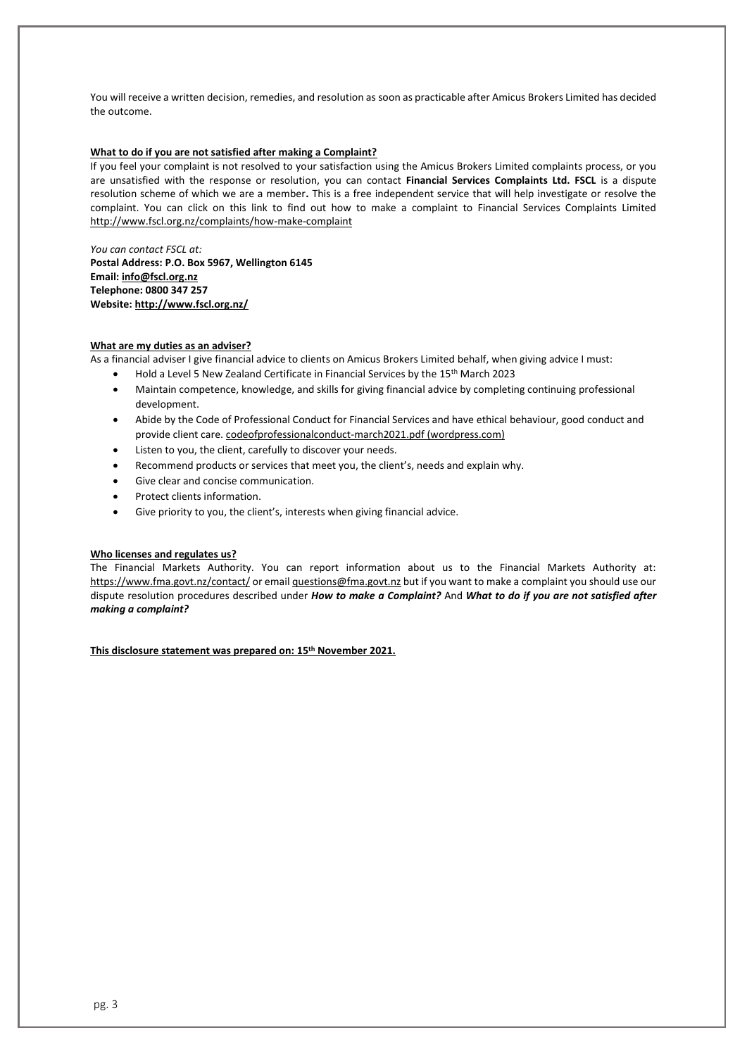You will receive a written decision, remedies, and resolution as soon as practicable after Amicus Brokers Limited has decided the outcome.

**What to do if you are not satisfied after making a Complaint?**

If you feel your complaint is not resolved to your satisfaction using the Amicus Brokers Limited complaints process, or you are unsatisfied with the response or resolution, you can contact **Financial Services Complaints Ltd. FSCL** is a dispute resolution scheme of which we are a member**.** This is a free independent service that will help investigate or resolve the complaint. You can click on this link to find out how to make a complaint to Financial Services Complaints Limited http://www.fscl.org.nz/complaints/how-make-complaint

*You can contact FSCL at:*
**Postal Address: P.O. Box 5967, Wellington 6145**
**Email: info@fscl.org.nz**
**Telephone: 0800 347 257**
**Website: http://www.fscl.org.nz/**

**What are my duties as an adviser?**

As a financial adviser I give financial advice to clients on Amicus Brokers Limited behalf, when giving advice I must:

- Hold a Level 5 New Zealand Certificate in Financial Services by the 15th March 2023
- Maintain competence, knowledge, and skills for giving financial advice by completing continuing professional development.
- Abide by the Code of Professional Conduct for Financial Services and have ethical behaviour, good conduct and provide client care. codeofprofessionalconduct-march2021.pdf (wordpress.com)
- Listen to you, the client, carefully to discover your needs.
- Recommend products or services that meet you, the client's, needs and explain why.
- Give clear and concise communication.
- Protect clients information.
- Give priority to you, the client's, interests when giving financial advice.

**Who licenses and regulates us?**

The Financial Markets Authority. You can report information about us to the Financial Markets Authority at: https://www.fma.govt.nz/contact/ or email questions@fma.govt.nz but if you want to make a complaint you should use our dispute resolution procedures described under ***How to make a Complaint?*** And ***What to do if you are not satisfied after making a complaint?***

**This disclosure statement was prepared on: 15th November 2021.**